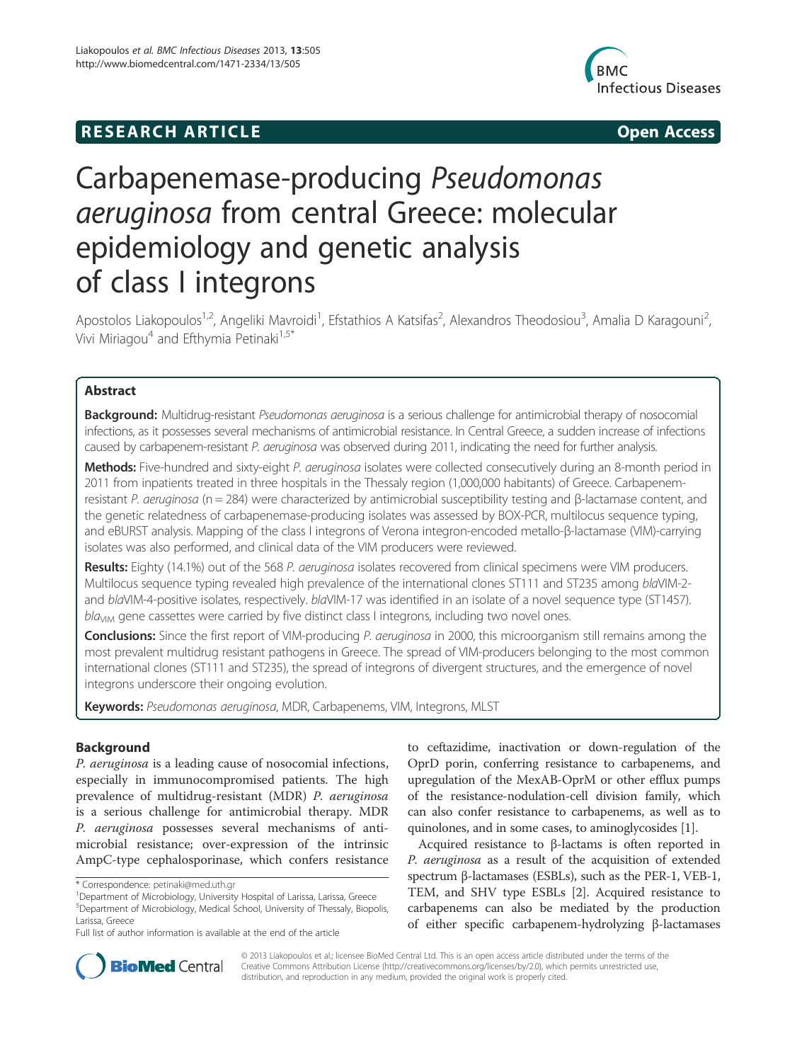RESEARCH ARTICLE **Open Access**

# Carbapenemase-producing *Pseudomonas aeruginosa* from central Greece: molecular epidemiology and genetic analysis of class I integrons

Apostolos Liakopoulos[1,2], Angeliki Mavroidi[1], Efstathios A Katsifas[2], Alexandros Theodosiou[3], Amalia D Karagouni[2], Vivi Miriagou[4] and Efthymia Petinaki[1,5*]

## Abstract

**Background:** Multidrug-resistant *Pseudomonas aeruginosa* is a serious challenge for antimicrobial therapy of nosocomial infections, as it possesses several mechanisms of antimicrobial resistance. In Central Greece, a sudden increase of infections caused by carbapenem-resistant *P. aeruginosa* was observed during 2011, indicating the need for further analysis.

**Methods:** Five-hundred and sixty-eight *P. aeruginosa* isolates were collected consecutively during an 8-month period in 2011 from inpatients treated in three hospitals in the Thessaly region (1,000,000 habitants) of Greece. Carbapenem-resistant *P. aeruginosa* (n = 284) were characterized by antimicrobial susceptibility testing and β-lactamase content, and the genetic relatedness of carbapenemase-producing isolates was assessed by BOX-PCR, multilocus sequence typing, and eBURST analysis. Mapping of the class I integrons of Verona integron-encoded metallo-β-lactamase (VIM)-carrying isolates was also performed, and clinical data of the VIM producers were reviewed.

**Results:** Eighty (14.1%) out of the 568 *P. aeruginosa* isolates recovered from clinical specimens were VIM producers. Multilocus sequence typing revealed high prevalence of the international clones ST111 and ST235 among *bla*VIM-2- and *bla*VIM-4-positive isolates, respectively. *bla*VIM-17 was identified in an isolate of a novel sequence type (ST1457). $bla_{VIM}$ gene cassettes were carried by five distinct class I integrons, including two novel ones.

**Conclusions:** Since the first report of VIM-producing *P. aeruginosa* in 2000, this microorganism still remains among the most prevalent multidrug resistant pathogens in Greece. The spread of VIM-producers belonging to the most common international clones (ST111 and ST235), the spread of integrons of divergent structures, and the emergence of novel integrons underscore their ongoing evolution.

**Keywords:** *Pseudomonas aeruginosa*, MDR, Carbapenems, VIM, Integrons, MLST

## Background

*P. aeruginosa* is a leading cause of nosocomial infections, especially in immunocompromised patients. The high prevalence of multidrug-resistant (MDR) *P. aeruginosa* is a serious challenge for antimicrobial therapy. MDR *P. aeruginosa* possesses several mechanisms of antimicrobial resistance; over-expression of the intrinsic AmpC-type cephalosporinase, which confers resistance to ceftazidime, inactivation or down-regulation of the OprD porin, conferring resistance to carbapenems, and upregulation of the MexAB-OprM or other efflux pumps of the resistance-nodulation-cell division family, which can also confer resistance to carbapenems, as well as to quinolones, and in some cases, to aminoglycosides [1].

Acquired resistance to β-lactams is often reported in *P. aeruginosa* as a result of the acquisition of extended spectrum β-lactamases (ESBLs), such as the PER-1, VEB-1, TEM, and SHV type ESBLs [2]. Acquired resistance to carbapenems can also be mediated by the production of either specific carbapenem-hydrolyzing β-lactamases

\* Correspondence: petinaki@med.uth.gr
[1]Department of Microbiology, University Hospital of Larissa, Larissa, Greece
[5]Department of Microbiology, Medical School, University of Thessaly, Biopolis, Larissa, Greece
Full list of author information is available at the end of the article

© 2013 Liakopoulos et al.; licensee BioMed Central Ltd. This is an open access article distributed under the terms of the Creative Commons Attribution License (http://creativecommons.org/licenses/by/2.0), which permits unrestricted use, distribution, and reproduction in any medium, provided the original work is properly cited.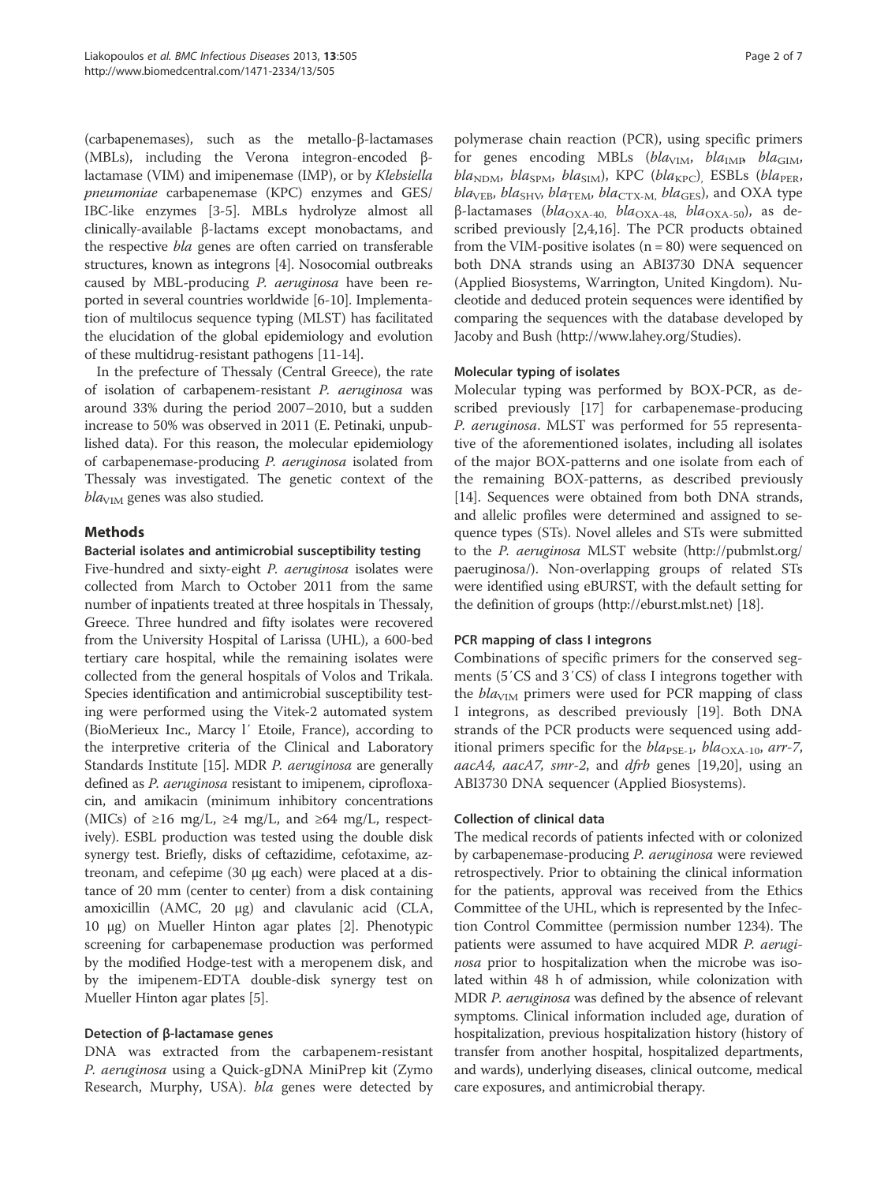(carbapenemases), such as the metallo-β-lactamases (MBLs), including the Verona integron-encoded β-lactamase (VIM) and imipenemase (IMP), or by *Klebsiella pneumoniae* carbapenemase (KPC) enzymes and GES/IBC-like enzymes [3-5]. MBLs hydrolyze almost all clinically-available β-lactams except monobactams, and the respective *bla* genes are often carried on transferable structures, known as integrons [4]. Nosocomial outbreaks caused by MBL-producing *P. aeruginosa* have been reported in several countries worldwide [6-10]. Implementation of multilocus sequence typing (MLST) has facilitated the elucidation of the global epidemiology and evolution of these multidrug-resistant pathogens [11-14].

In the prefecture of Thessaly (Central Greece), the rate of isolation of carbapenem-resistant *P. aeruginosa* was around 33% during the period 2007–2010, but a sudden increase to 50% was observed in 2011 (E. Petinaki, unpublished data). For this reason, the molecular epidemiology of carbapenemase-producing *P. aeruginosa* isolated from Thessaly was investigated. The genetic context of the $bla_{VIM}$ genes was also studied.

## Methods

### Bacterial isolates and antimicrobial susceptibility testing

Five-hundred and sixty-eight *P. aeruginosa* isolates were collected from March to October 2011 from the same number of inpatients treated at three hospitals in Thessaly, Greece. Three hundred and fifty isolates were recovered from the University Hospital of Larissa (UHL), a 600-bed tertiary care hospital, while the remaining isolates were collected from the general hospitals of Volos and Trikala. Species identification and antimicrobial susceptibility testing were performed using the Vitek-2 automated system (BioMerieux Inc., Marcy l′ Etoile, France), according to the interpretive criteria of the Clinical and Laboratory Standards Institute [15]. MDR *P. aeruginosa* are generally defined as *P. aeruginosa* resistant to imipenem, ciprofloxacin, and amikacin (minimum inhibitory concentrations (MICs) of ≥16 mg/L, ≥4 mg/L, and ≥64 mg/L, respectively). ESBL production was tested using the double disk synergy test. Briefly, disks of ceftazidime, cefotaxime, aztreonam, and cefepime (30 μg each) were placed at a distance of 20 mm (center to center) from a disk containing amoxicillin (AMC, 20 μg) and clavulanic acid (CLA, 10 μg) on Mueller Hinton agar plates [2]. Phenotypic screening for carbapenemase production was performed by the modified Hodge-test with a meropenem disk, and by the imipenem-EDTA double-disk synergy test on Mueller Hinton agar plates [5].

### Detection of β-lactamase genes

DNA was extracted from the carbapenem-resistant *P. aeruginosa* using a Quick-gDNA MiniPrep kit (Zymo Research, Murphy, USA). *bla* genes were detected by polymerase chain reaction (PCR), using specific primers for genes encoding MBLs ($bla_{VIM}$, $bla_{IMP}$, $bla_{GIM}$, $bla_{NDM}$, $bla_{SPM}$, $bla_{SIM}$), KPC ($bla_{KPC}$), ESBLs ($bla_{PER}$, $bla_{VEB}$, $bla_{SHV}$, $bla_{TEM}$, $bla_{CTX-M}$, $bla_{GES}$), and OXA type β-lactamases ($bla_{OXA-40}$, $bla_{OXA-48}$, $bla_{OXA-50}$), as described previously [2,4,16]. The PCR products obtained from the VIM-positive isolates (n = 80) were sequenced on both DNA strands using an ABI3730 DNA sequencer (Applied Biosystems, Warrington, United Kingdom). Nucleotide and deduced protein sequences were identified by comparing the sequences with the database developed by Jacoby and Bush (http://www.lahey.org/Studies).

### Molecular typing of isolates

Molecular typing was performed by BOX-PCR, as described previously [17] for carbapenemase-producing *P. aeruginosa*. MLST was performed for 55 representative of the aforementioned isolates, including all isolates of the major BOX-patterns and one isolate from each of the remaining BOX-patterns, as described previously [14]. Sequences were obtained from both DNA strands, and allelic profiles were determined and assigned to sequence types (STs). Novel alleles and STs were submitted to the *P. aeruginosa* MLST website (http://pubmlst.org/paeruginosa/). Non-overlapping groups of related STs were identified using eBURST, with the default setting for the definition of groups (http://eburst.mlst.net) [18].

### PCR mapping of class I integrons

Combinations of specific primers for the conserved segments (5′CS and 3′CS) of class I integrons together with the $bla_{VIM}$ primers were used for PCR mapping of class I integrons, as described previously [19]. Both DNA strands of the PCR products were sequenced using additional primers specific for the $bla_{PSE-1}$, $bla_{OXA-10}$, *arr-7*, *aacA4*, *aacA7*, *smr-2*, and *dfrb* genes [19,20], using an ABI3730 DNA sequencer (Applied Biosystems).

### Collection of clinical data

The medical records of patients infected with or colonized by carbapenemase-producing *P. aeruginosa* were reviewed retrospectively. Prior to obtaining the clinical information for the patients, approval was received from the Ethics Committee of the UHL, which is represented by the Infection Control Committee (permission number 1234). The patients were assumed to have acquired MDR *P. aeruginosa* prior to hospitalization when the microbe was isolated within 48 h of admission, while colonization with MDR *P. aeruginosa* was defined by the absence of relevant symptoms. Clinical information included age, duration of hospitalization, previous hospitalization history (history of transfer from another hospital, hospitalized departments, and wards), underlying diseases, clinical outcome, medical care exposures, and antimicrobial therapy.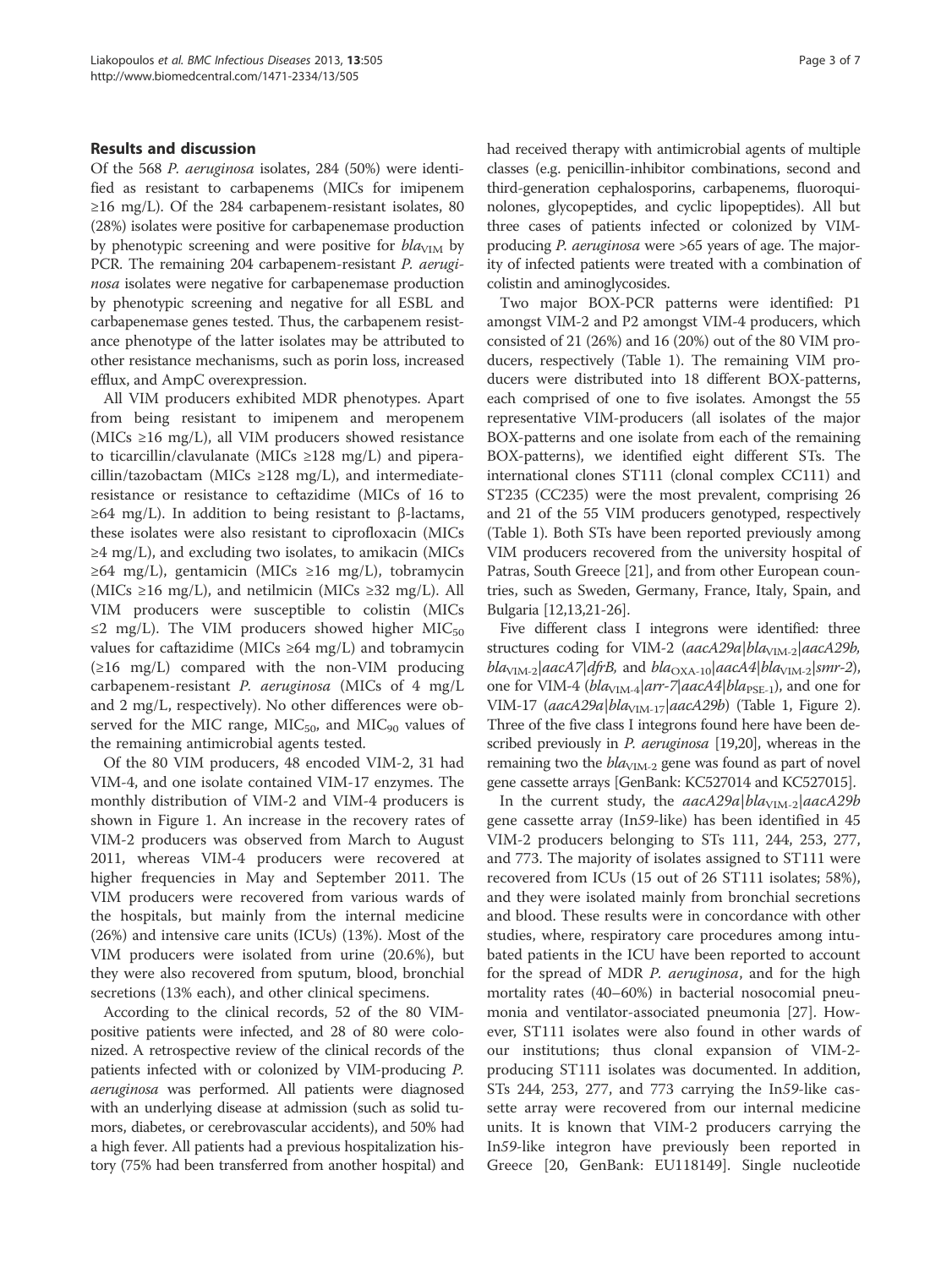## Results and discussion

Of the 568 *P. aeruginosa* isolates, 284 (50%) were identified as resistant to carbapenems (MICs for imipenem ≥16 mg/L). Of the 284 carbapenem-resistant isolates, 80 (28%) isolates were positive for carbapenemase production by phenotypic screening and were positive for $bla_{VIM}$ by PCR. The remaining 204 carbapenem-resistant *P. aeruginosa* isolates were negative for carbapenemase production by phenotypic screening and negative for all ESBL and carbapenemase genes tested. Thus, the carbapenem resistance phenotype of the latter isolates may be attributed to other resistance mechanisms, such as porin loss, increased efflux, and AmpC overexpression.

All VIM producers exhibited MDR phenotypes. Apart from being resistant to imipenem and meropenem (MICs ≥16 mg/L), all VIM producers showed resistance to ticarcillin/clavulanate (MICs ≥128 mg/L) and piperacillin/tazobactam (MICs ≥128 mg/L), and intermediate-resistance or resistance to ceftazidime (MICs of 16 to ≥64 mg/L). In addition to being resistant to β-lactams, these isolates were also resistant to ciprofloxacin (MICs ≥4 mg/L), and excluding two isolates, to amikacin (MICs ≥64 mg/L), gentamicin (MICs ≥16 mg/L), tobramycin (MICs ≥16 mg/L), and netilmicin (MICs ≥32 mg/L). All VIM producers were susceptible to colistin (MICs ≤2 mg/L). The VIM producers showed higher $MIC_{50}$ values for caftazidime (MICs ≥64 mg/L) and tobramycin (≥16 mg/L) compared with the non-VIM producing carbapenem-resistant *P. aeruginosa* (MICs of 4 mg/L and 2 mg/L, respectively). No other differences were observed for the MIC range, $MIC_{50}$, and $MIC_{90}$ values of the remaining antimicrobial agents tested.

Of the 80 VIM producers, 48 encoded VIM-2, 31 had VIM-4, and one isolate contained VIM-17 enzymes. The monthly distribution of VIM-2 and VIM-4 producers is shown in Figure 1. An increase in the recovery rates of VIM-2 producers was observed from March to August 2011, whereas VIM-4 producers were recovered at higher frequencies in May and September 2011. The VIM producers were recovered from various wards of the hospitals, but mainly from the internal medicine (26%) and intensive care units (ICUs) (13%). Most of the VIM producers were isolated from urine (20.6%), but they were also recovered from sputum, blood, bronchial secretions (13% each), and other clinical specimens.

According to the clinical records, 52 of the 80 VIM-positive patients were infected, and 28 of 80 were colonized. A retrospective review of the clinical records of the patients infected with or colonized by VIM-producing *P. aeruginosa* was performed. All patients were diagnosed with an underlying disease at admission (such as solid tumors, diabetes, or cerebrovascular accidents), and 50% had a high fever. All patients had a previous hospitalization history (75% had been transferred from another hospital) and had received therapy with antimicrobial agents of multiple classes (e.g. penicillin-inhibitor combinations, second and third-generation cephalosporins, carbapenems, fluoroquinolones, glycopeptides, and cyclic lipopeptides). All but three cases of patients infected or colonized by VIM-producing *P. aeruginosa* were >65 years of age. The majority of infected patients were treated with a combination of colistin and aminoglycosides.

Two major BOX-PCR patterns were identified: P1 amongst VIM-2 and P2 amongst VIM-4 producers, which consisted of 21 (26%) and 16 (20%) out of the 80 VIM producers, respectively (Table 1). The remaining VIM producers were distributed into 18 different BOX-patterns, each comprised of one to five isolates. Amongst the 55 representative VIM-producers (all isolates of the major BOX-patterns and one isolate from each of the remaining BOX-patterns), we identified eight different STs. The international clones ST111 (clonal complex CC111) and ST235 (CC235) were the most prevalent, comprising 26 and 21 of the 55 VIM producers genotyped, respectively (Table 1). Both STs have been reported previously among VIM producers recovered from the university hospital of Patras, South Greece [21], and from other European countries, such as Sweden, Germany, France, Italy, Spain, and Bulgaria [12,13,21-26].

Five different class I integrons were identified: three structures coding for VIM-2 (*aacA29a*|$bla_{VIM-2}$|*aacA29b*, $bla_{VIM-2}$|*aacA7*|*dfrB*, and $bla_{OXA-10}$|*aacA4*|$bla_{VIM-2}$|*smr-2*), one for VIM-4 ($bla_{VIM-4}$|*arr-7*|*aacA4*|$bla_{PSE-1}$), and one for VIM-17 (*aacA29a*|$bla_{VIM-17}$|*aacA29b*) (Table 1, Figure 2). Three of the five class I integrons found here have been described previously in *P. aeruginosa* [19,20], whereas in the remaining two the $bla_{VIM-2}$ gene was found as part of novel gene cassette arrays [GenBank: KC527014 and KC527015].

In the current study, the *aacA29a*|$bla_{VIM-2}$|*aacA29b* gene cassette array (In*59*-like) has been identified in 45 VIM-2 producers belonging to STs 111, 244, 253, 277, and 773. The majority of isolates assigned to ST111 were recovered from ICUs (15 out of 26 ST111 isolates; 58%), and they were isolated mainly from bronchial secretions and blood. These results were in concordance with other studies, where, respiratory care procedures among intubated patients in the ICU have been reported to account for the spread of MDR *P. aeruginosa*, and for the high mortality rates (40–60%) in bacterial nosocomial pneumonia and ventilator-associated pneumonia [27]. However, ST111 isolates were also found in other wards of our institutions; thus clonal expansion of VIM-2-producing ST111 isolates was documented. In addition, STs 244, 253, 277, and 773 carrying the In*59*-like cassette array were recovered from our internal medicine units. It is known that VIM-2 producers carrying the In*59*-like integron have previously been reported in Greece [20, GenBank: EU118149]. Single nucleotide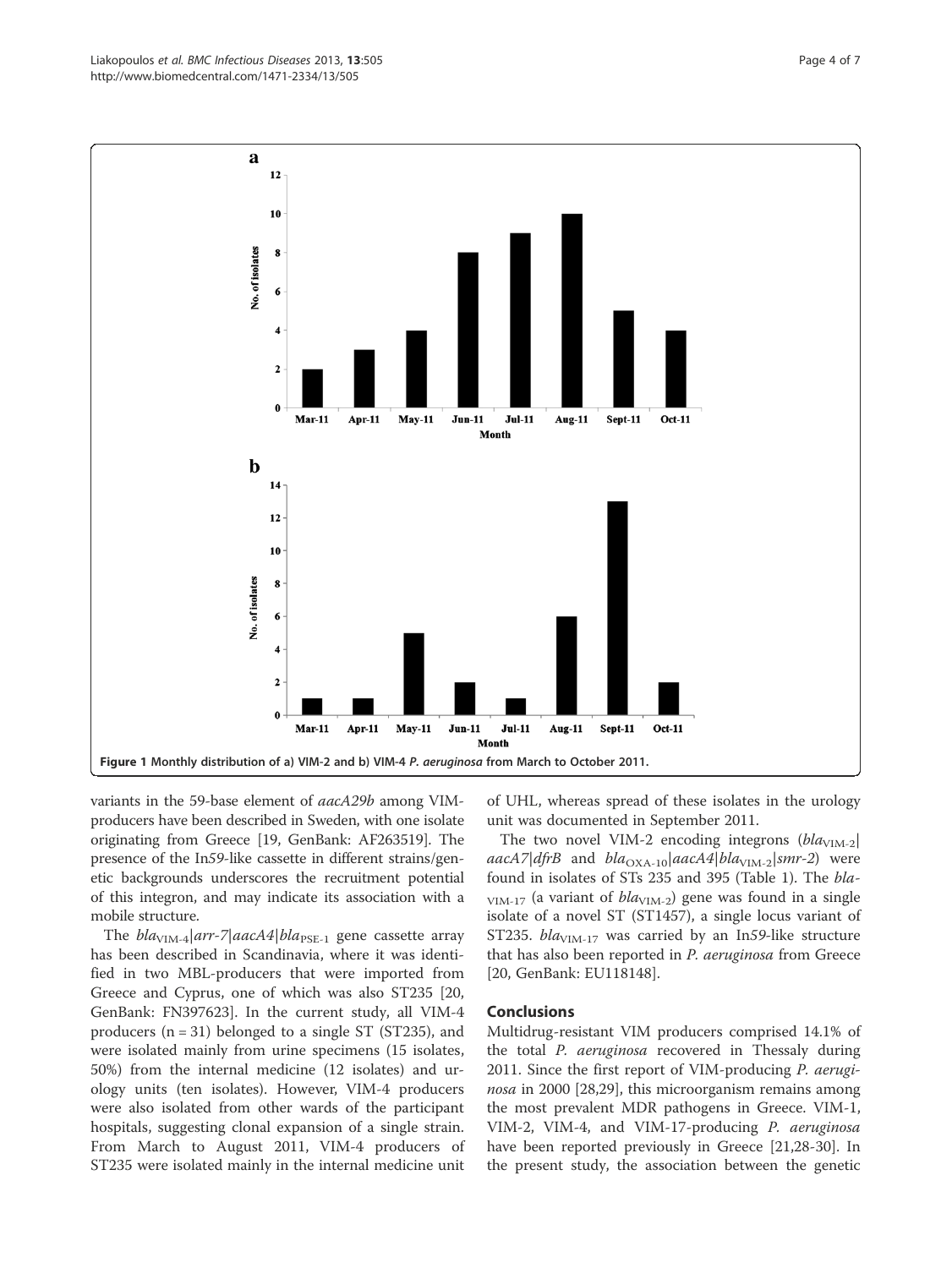Figure 1 Monthly distribution of a) VIM-2 and b) VIM-4 *P. aeruginosa* from March to October 2011.

variants in the 59-base element of *aacA29b* among VIM-producers have been described in Sweden, with one isolate originating from Greece [19, GenBank: AF263519]. The presence of the In59-like cassette in different strains/genetic backgrounds underscores the recruitment potential of this integron, and may indicate its association with a mobile structure.

The $bla_{\text{VIM-4}}$|*arr-7*|*aacA4*|$bla_{\text{PSE-1}}$ gene cassette array has been described in Scandinavia, where it was identified in two MBL-producers that were imported from Greece and Cyprus, one of which was also ST235 [20, GenBank: FN397623]. In the current study, all VIM-4 producers (n = 31) belonged to a single ST (ST235), and were isolated mainly from urine specimens (15 isolates, 50%) from the internal medicine (12 isolates) and urology units (ten isolates). However, VIM-4 producers were also isolated from other wards of the participant hospitals, suggesting clonal expansion of a single strain. From March to August 2011, VIM-4 producers of ST235 were isolated mainly in the internal medicine unit of UHL, whereas spread of these isolates in the urology unit was documented in September 2011.

The two novel VIM-2 encoding integrons ($bla_{\text{VIM-2}}$|*aacA7*|*dfrB* and $bla_{\text{OXA-10}}$|*aacA4*|$bla_{\text{VIM-2}}$|*smr-2*) were found in isolates of STs 235 and 395 (Table 1). The $bla_{\text{VIM-17}}$ (a variant of $bla_{\text{VIM-2}}$) gene was found in a single isolate of a novel ST (ST1457), a single locus variant of ST235. $bla_{\text{VIM-17}}$ was carried by an In59-like structure that has also been reported in *P. aeruginosa* from Greece [20, GenBank: EU118148].

## Conclusions

Multidrug-resistant VIM producers comprised 14.1% of the total *P. aeruginosa* recovered in Thessaly during 2011. Since the first report of VIM-producing *P. aeruginosa* in 2000 [28,29], this microorganism remains among the most prevalent MDR pathogens in Greece. VIM-1, VIM-2, VIM-4, and VIM-17-producing *P. aeruginosa* have been reported previously in Greece [21,28-30]. In the present study, the association between the genetic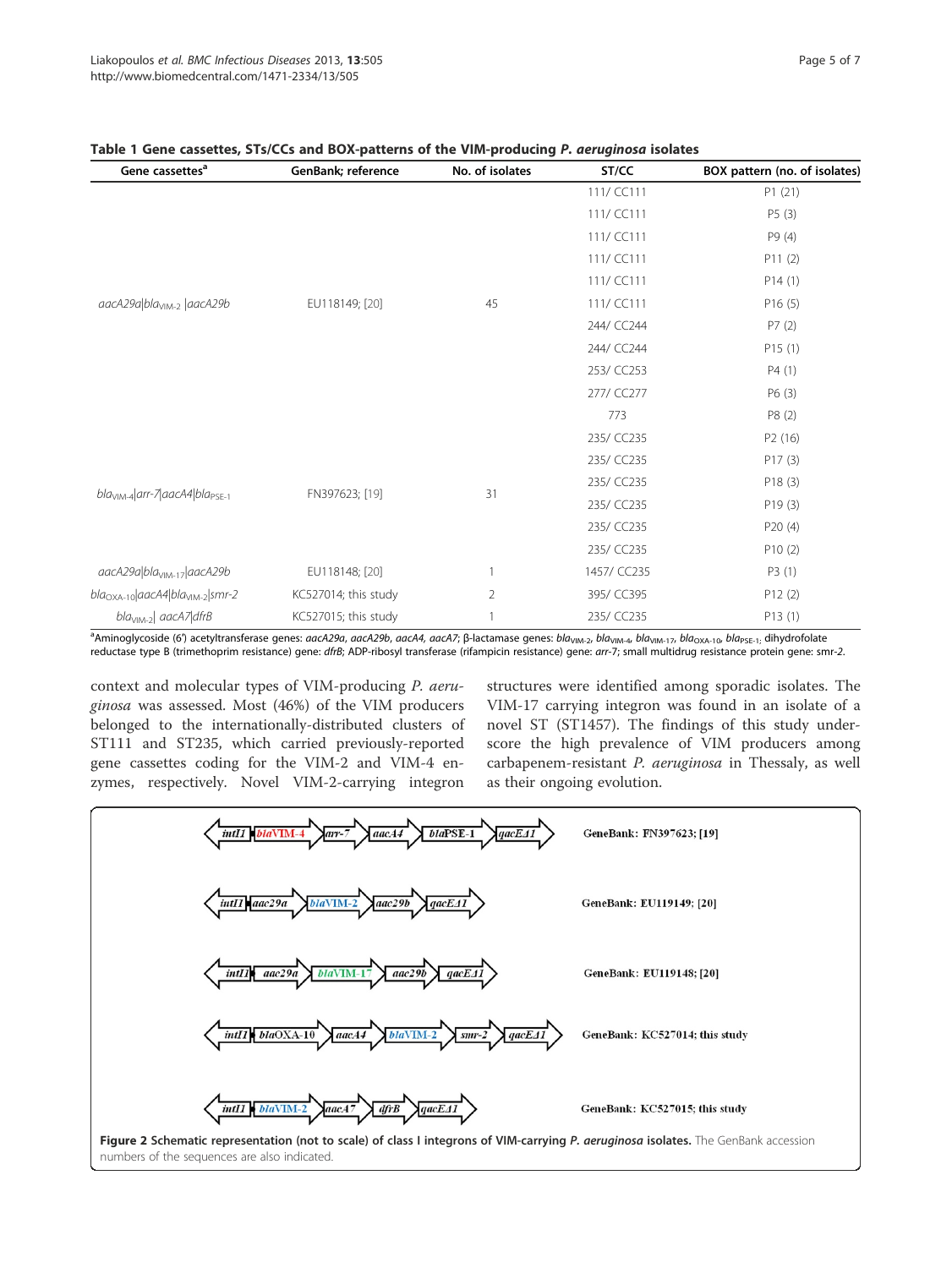**Table 1 Gene cassettes, STs/CCs and BOX-patterns of the VIM-producing *P. aeruginosa* isolates**

| Gene cassettes[a] | GenBank; reference | No. of isolates | ST/CC | BOX pattern (no. of isolates) |
|---|---|---|---|---|
| *aacA29a*\|*bla*$_{VIM-2}$ \|*aacA29b* | EU118149; [20] | 45 | 111/ CC111 | P1 (21) |
| | | | 111/ CC111 | P5 (3) |
| | | | 111/ CC111 | P9 (4) |
| | | | 111/ CC111 | P11 (2) |
| | | | 111/ CC111 | P14 (1) |
| | | | 111/ CC111 | P16 (5) |
| | | | 244/ CC244 | P7 (2) |
| | | | 244/ CC244 | P15 (1) |
| | | | 253/ CC253 | P4 (1) |
| | | | 277/ CC277 | P6 (3) |
| | | | 773 | P8 (2) |
| *bla*$_{VIM-4}$\|*arr-7*\|*aacA4*\|*bla*$_{PSE-1}$ | FN397623; [19] | 31 | 235/ CC235 | P2 (16) |
| | | | 235/ CC235 | P17 (3) |
| | | | 235/ CC235 | P18 (3) |
| | | | 235/ CC235 | P19 (3) |
| | | | 235/ CC235 | P20 (4) |
| | | | 235/ CC235 | P10 (2) |
| *aacA29a*\|*bla*$_{VIM-17}$\|*aacA29b* | EU118148; [20] | 1 | 1457/ CC235 | P3 (1) |
| *bla*$_{OXA-10}$\|*aacA4*\|*bla*$_{VIM-2}$\|*smr-2* | KC527014; this study | 2 | 395/ CC395 | P12 (2) |
| *bla*$_{VIM-2}$\| *aacA7*\|*dfrB* | KC527015; this study | 1 | 235/ CC235 | P13 (1) |

[a]Aminoglycoside (6') acetyltransferase genes: *aacA29a, aacA29b, aacA4, aacA7*; β-lactamase genes: *bla*$_{VIM-2}$, *bla*$_{VIM-4}$, *bla*$_{VIM-17}$, *bla*$_{OXA-10}$, *bla*$_{PSE-1}$; dihydrofolate reductase type B (trimethoprim resistance) gene: *dfrB*; ADP-ribosyl transferase (rifampicin resistance) gene: *arr-7*; small multidrug resistance protein gene: *smr-2*.

context and molecular types of VIM-producing *P. aeruginosa* was assessed. Most (46%) of the VIM producers belonged to the internationally-distributed clusters of ST111 and ST235, which carried previously-reported gene cassettes coding for the VIM-2 and VIM-4 enzymes, respectively. Novel VIM-2-carrying integron structures were identified among sporadic isolates. The VIM-17 carrying integron was found in an isolate of a novel ST (ST1457). The findings of this study underscore the high prevalence of VIM producers among carbapenem-resistant *P. aeruginosa* in Thessaly, as well as their ongoing evolution.

intI1 | blaVIM-4 | arr-7 | aacA4 | blaPSE-1 | qacEΔ1 — GeneBank: FN397623; [19]

intI1 | aac29a | blaVIM-2 | aac29b | qacEΔ1 — GeneBank: EU119149; [20]

intI1 | aac29a | blaVIM-17 | aac29b | qacEΔ1 — GeneBank: EU119148; [20]

intI1 | blaOXA-10 | aacA4 | blaVIM-2 | smr-2 | qacEΔ1 — GeneBank: KC527014; this study

intI1 | blaVIM-2 | aacA7 | dfrB | qacEΔ1 — GeneBank: KC527015; this study

**Figure 2 Schematic representation (not to scale) of class I integrons of VIM-carrying *P. aeruginosa* isolates.** The GenBank accession numbers of the sequences are also indicated.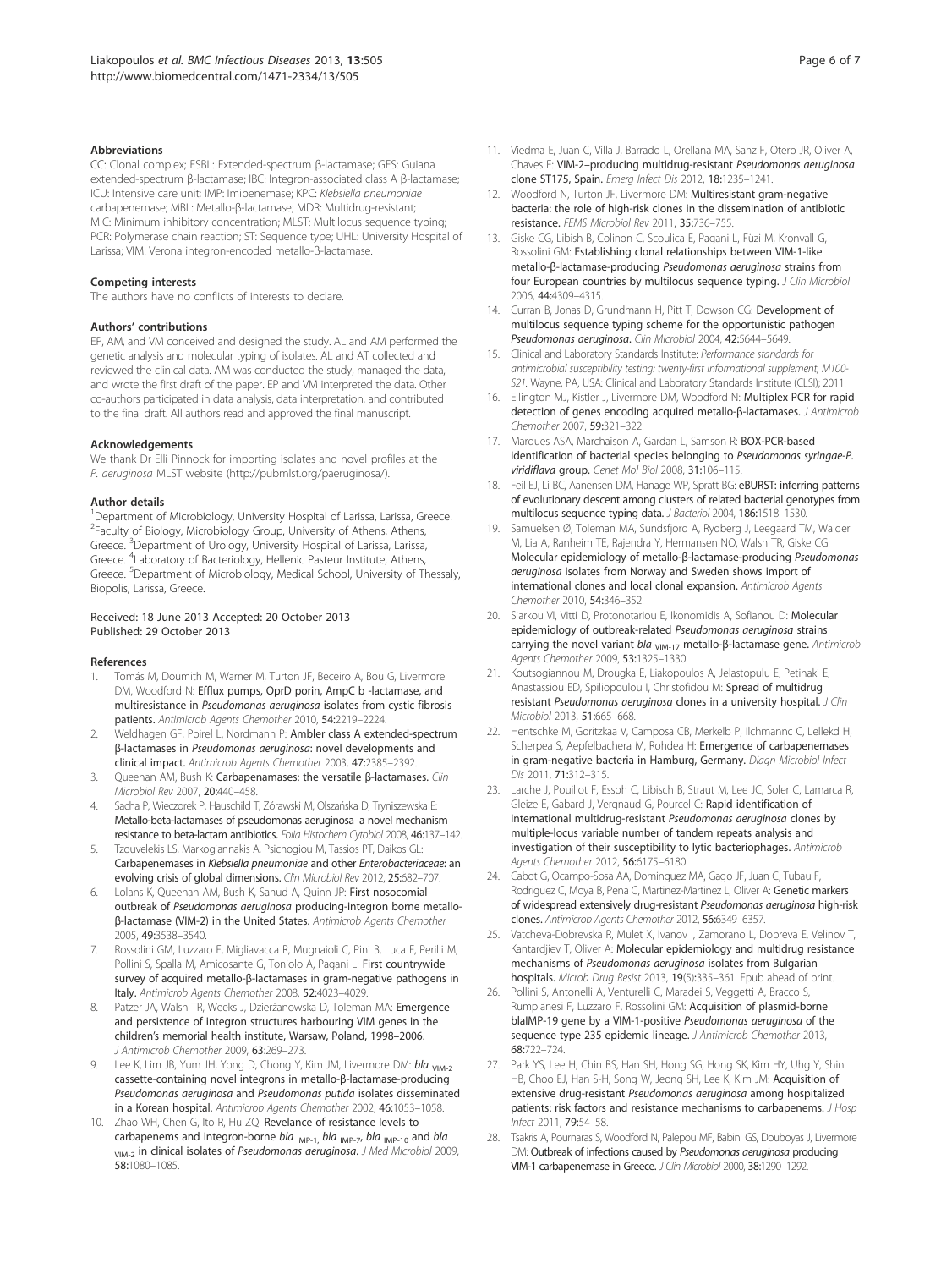### Abbreviations

CC: Clonal complex; ESBL: Extended-spectrum β-lactamase; GES: Guiana extended-spectrum β-lactamase; IBC: Integron-associated class A β-lactamase; ICU: Intensive care unit; IMP: Imipenemase; KPC: *Klebsiella pneumoniae* carbapenemase; MBL: Metallo-β-lactamase; MDR: Multidrug-resistant; MIC: Minimum inhibitory concentration; MLST: Multilocus sequence typing; PCR: Polymerase chain reaction; ST: Sequence type; UHL: University Hospital of Larissa; VIM: Verona integron-encoded metallo-β-lactamase.

### Competing interests

The authors have no conflicts of interests to declare.

### Authors' contributions

EP, AM, and VM conceived and designed the study. AL and AM performed the genetic analysis and molecular typing of isolates. AL and AT collected and reviewed the clinical data. AM was conducted the study, managed the data, and wrote the first draft of the paper. EP and VM interpreted the data. Other co-authors participated in data analysis, data interpretation, and contributed to the final draft. All authors read and approved the final manuscript.

### Acknowledgements

We thank Dr Elli Pinnock for importing isolates and novel profiles at the *P. aeruginosa* MLST website (http://pubmlst.org/paeruginosa/).

### Author details

[1]Department of Microbiology, University Hospital of Larissa, Larissa, Greece. [2]Faculty of Biology, Microbiology Group, University of Athens, Athens, Greece. [3]Department of Urology, University Hospital of Larissa, Larissa, Greece. [4]Laboratory of Bacteriology, Hellenic Pasteur Institute, Athens, Greece. [5]Department of Microbiology, Medical School, University of Thessaly, Biopolis, Larissa, Greece.

Received: 18 June 2013 Accepted: 20 October 2013
Published: 29 October 2013

### References

1. Tomás M, Doumith M, Warner M, Turton JF, Beceiro A, Bou G, Livermore DM, Woodford N: **Efflux pumps, OprD porin, AmpC b -lactamase, and multiresistance in *Pseudomonas aeruginosa* isolates from cystic fibrosis patients.** *Antimicrob Agents Chemother* 2010, **54:**2219–2224.
2. Weldhagen GF, Poirel L, Nordmann P: **Ambler class A extended-spectrum β-lactamases in *Pseudomonas aeruginosa*: novel developments and clinical impact.** *Antimicrob Agents Chemother* 2003, **47:**2385–2392.
3. Queenan AM, Bush K: **Carbapenamases: the versatile β-lactamases.** *Clin Microbiol Rev* 2007, **20:**440–458.
4. Sacha P, Wieczorek P, Hauschild T, Zórawski M, Olszańska D, Tryniszewska E: **Metallo-beta-lactamases of pseudomonas aeruginosa–a novel mechanism resistance to beta-lactam antibiotics.** *Folia Histochem Cytobiol* 2008, **46:**137–142.
5. Tzouvelekis LS, Markogiannakis A, Psichogiou M, Tassios PT, Daikos GL: **Carbapenemases in *Klebsiella pneumoniae* and other *Enterobacteriaceae*: an evolving crisis of global dimensions.** *Clin Microbiol Rev* 2012, **25:**682–707.
6. Lolans K, Queenan AM, Bush K, Sahud A, Quinn JP: **First nosocomial outbreak of *Pseudomonas aeruginosa* producing-integron borne metallo-β-lactamase (VIM-2) in the United States.** *Antimicrob Agents Chemother* 2005, **49:**3538–3540.
7. Rossolini GM, Luzzaro F, Migliavacca R, Mugnaioli C, Pini B, Luca F, Perilli M, Pollini S, Spalla M, Amicosante G, Toniolo A, Pagani L: **First countrywide survey of acquired metallo-β-lactamases in gram-negative pathogens in Italy.** *Antimicrob Agents Chemother* 2008, **52:**4023–4029.
8. Patzer JA, Walsh TR, Weeks J, Dzierżanowska D, Toleman MA: **Emergence and persistence of integron structures harbouring VIM genes in the children's memorial health institute, Warsaw, Poland, 1998–2006.** *J Antimicrob Chemother* 2009, **63:**269–273.
9. Lee K, Lim JB, Yum JH, Yong D, Chong Y, Kim JM, Livermore DM: ***bla*** $_{\text{VIM-2}}$ **cassette-containing novel integrons in metallo-β-lactamase-producing *Pseudomonas aeruginosa* and *Pseudomonas putida* isolates disseminated in a Korean hospital.** *Antimicrob Agents Chemother* 2002, **46:**1053–1058.
10. Zhao WH, Chen G, Ito R, Hu ZQ: **Revelance of resistance levels to carbapenems and integron-borne *bla*** $_{\text{IMP-1}}$**, *bla*** $_{\text{IMP-7}}$**, *bla*** $_{\text{IMP-10}}$ **and *bla*** $_{\text{VIM-2}}$ **in clinical isolates of *Pseudomonas aeruginosa*.** *J Med Microbiol* 2009, **58:**1080–1085.
11. Viedma E, Juan C, Villa J, Barrado L, Orellana MA, Sanz F, Otero JR, Oliver A, Chaves F: **VIM-2–producing multidrug-resistant *Pseudomonas aeruginosa* clone ST175, Spain.** *Emerg Infect Dis* 2012, **18:**1235–1241.
12. Woodford N, Turton JF, Livermore DM: **Multiresistant gram-negative bacteria: the role of high-risk clones in the dissemination of antibiotic resistance.** *FEMS Microbiol Rev* 2011, **35:**736–755.
13. Giske CG, Libish B, Colinon C, Scoulica E, Pagani L, Füzi M, Kronvall G, Rossolini GM: **Establishing clonal relationships between VIM-1-like metallo-β-lactamase-producing *Pseudomonas aeruginosa* strains from four European countries by multilocus sequence typing.** *J Clin Microbiol* 2006, **44:**4309–4315.
14. Curran B, Jonas D, Grundmann H, Pitt T, Dowson CG: **Development of multilocus sequence typing scheme for the opportunistic pathogen *Pseudomonas aeruginosa*.** *Clin Microbiol* 2004, **42:**5644–5649.
15. Clinical and Laboratory Standards Institute: *Performance standards for antimicrobial susceptibility testing: twenty-first informational supplement, M100-S21.* Wayne, PA, USA: Clinical and Laboratory Standards Institute (CLSI); 2011.
16. Ellington MJ, Kistler J, Livermore DM, Woodford N: **Multiplex PCR for rapid detection of genes encoding acquired metallo-β-lactamases.** *J Antimicrob Chemother* 2007, **59:**321–322.
17. Marques ASA, Marchaison A, Gardan L, Samson R: **BOX-PCR-based identification of bacterial species belonging to *Pseudomonas syringae-P. viridiflava* group.** *Genet Mol Biol* 2008, **31:**106–115.
18. Feil EJ, Li BC, Aanensen DM, Hanage WP, Spratt BG: **eBURST: inferring patterns of evolutionary descent among clusters of related bacterial genotypes from multilocus sequence typing data.** *J Bacteriol* 2004, **186:**1518–1530.
19. Samuelsen Ø, Toleman MA, Sundsfjord A, Rydberg J, Leegaard TM, Walder M, Lia A, Ranheim TE, Rajendra Y, Hermansen NO, Walsh TR, Giske CG: **Molecular epidemiology of metallo-β-lactamase-producing *Pseudomonas aeruginosa* isolates from Norway and Sweden shows import of international clones and local clonal expansion.** *Antimicrob Agents Chemother* 2010, **54:**346–352.
20. Siarkou VI, Vitti D, Protonotariou E, Ikonomidis A, Sofianou D: **Molecular epidemiology of outbreak-related *Pseudomonas aeruginosa* strains carrying the novel variant *bla*** $_{\text{VIM-17}}$ **metallo-β-lactamase gene.** *Antimicrob Agents Chemother* 2009, **53:**1325–1330.
21. Koutsogiannou M, Drougka E, Liakopoulos A, Jelastopulu E, Petinaki E, Anastassiou ED, Spiliopoulou I, Christofidou M: **Spread of multidrug resistant *Pseudomonas aeruginosa* clones in a university hospital.** *J Clin Microbiol* 2013, **51:**665–668.
22. Hentschke M, Goritzkaa V, Camposa CB, Merkelb P, Ilchmannc C, Lellekd H, Scherpea S, Aepfelbachera M, Rohdea H: **Emergence of carbapenemases in gram-negative bacteria in Hamburg, Germany.** *Diagn Microbiol Infect Dis* 2011, **71:**312–315.
23. Larche J, Pouillot F, Essoh C, Libisch B, Straut M, Lee JC, Soler C, Lamarca R, Gleize E, Gabard J, Vergnaud G, Pourcel C: **Rapid identification of international multidrug-resistant *Pseudomonas aeruginosa* clones by multiple-locus variable number of tandem repeats analysis and investigation of their susceptibility to lytic bacteriophages.** *Antimicrob Agents Chemother* 2012, **56:**6175–6180.
24. Cabot G, Ocampo-Sosa AA, Dominguez MA, Gago JF, Juan C, Tubau F, Rodriguez C, Moya B, Pena C, Martinez-Martinez L, Oliver A: **Genetic markers of widespread extensively drug-resistant *Pseudomonas aeruginosa* high-risk clones.** *Antimicrob Agents Chemother* 2012, **56:**6349–6357.
25. Vatcheva-Dobrevska R, Mulet X, Ivanov I, Zamorano L, Dobreva E, Velinov T, Kantardjiev T, Oliver A: **Molecular epidemiology and multidrug resistance mechanisms of *Pseudomonas aeruginosa* isolates from Bulgarian hospitals.** *Microb Drug Resist* 2013, 19(5):335–361. Epub ahead of print.
26. Pollini S, Antonelli A, Venturelli C, Maradei S, Veggetti A, Bracco S, Rumpianesi F, Luzzaro F, Rossolini GM: **Acquisition of plasmid-borne blaIMP-19 gene by a VIM-1-positive *Pseudomonas aeruginosa* of the sequence type 235 epidemic lineage.** *J Antimicrob Chemother* 2013, **68:**722–724.
27. Park YS, Lee H, Chin BS, Han SH, Hong SG, Hong SK, Kim HY, Uhg Y, Shin HB, Choo EJ, Han S-H, Song W, Jeong SH, Lee K, Kim JM: **Acquisition of extensive drug-resistant *Pseudomonas aeruginosa* among hospitalized patients: risk factors and resistance mechanisms to carbapenems.** *J Hosp Infect* 2011, **79:**54–58.
28. Tsakris A, Pournaras S, Woodford N, Palepou MF, Babini GS, Douboyas J, Livermore DM: **Outbreak of infections caused by *Pseudomonas aeruginosa* producing VIM-1 carbapenemase in Greece.** *J Clin Microbiol* 2000, **38:**1290–1292.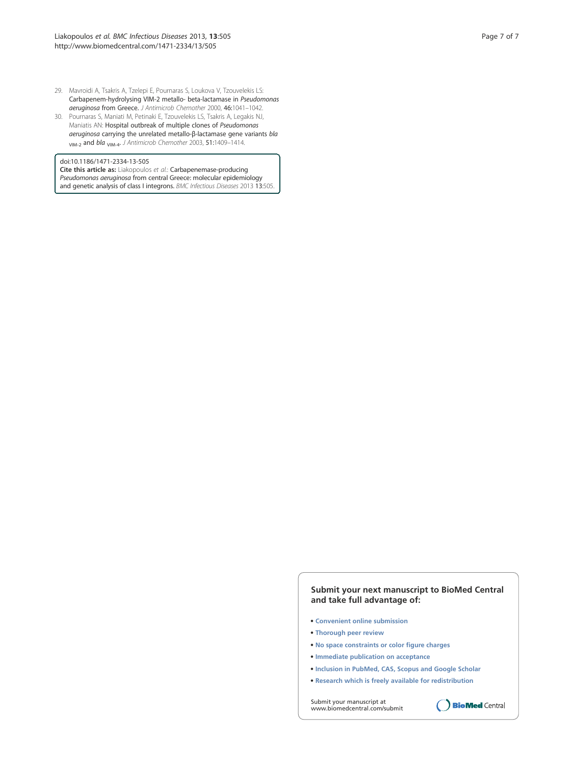29. Mavroidi A, Tsakris A, Tzelepi E, Pournaras S, Loukova V, Tzouvelekis LS: Carbapenem-hydrolysing VIM-2 metallo- beta-lactamase in *Pseudomonas aeruginosa* from Greece. *J Antimicrob Chemother* 2000, **46**:1041–1042.
30. Pournaras S, Maniati M, Petinaki E, Tzouvelekis LS, Tsakris A, Legakis NJ, Maniatis AN: Hospital outbreak of multiple clones of *Pseudomonas aeruginosa* carrying the unrelated metallo-β-lactamase gene variants *bla* $_{VIM-2}$ and *bla* $_{VIM-4}$. *J Antimicrob Chemother* 2003, **51**:1409–1414.

doi:10.1186/1471-2334-13-505
**Cite this article as:** Liakopoulos *et al.*: Carbapenemase-producing *Pseudomonas aeruginosa* from central Greece: molecular epidemiology and genetic analysis of class I integrons. *BMC Infectious Diseases* 2013 **13**:505.

**Submit your next manuscript to BioMed Central and take full advantage of:**

- **Convenient online submission**
- **Thorough peer review**
- **No space constraints or color figure charges**
- **Immediate publication on acceptance**
- **Inclusion in PubMed, CAS, Scopus and Google Scholar**
- **Research which is freely available for redistribution**

Submit your manuscript at
www.biomedcentral.com/submit

BioMed Central